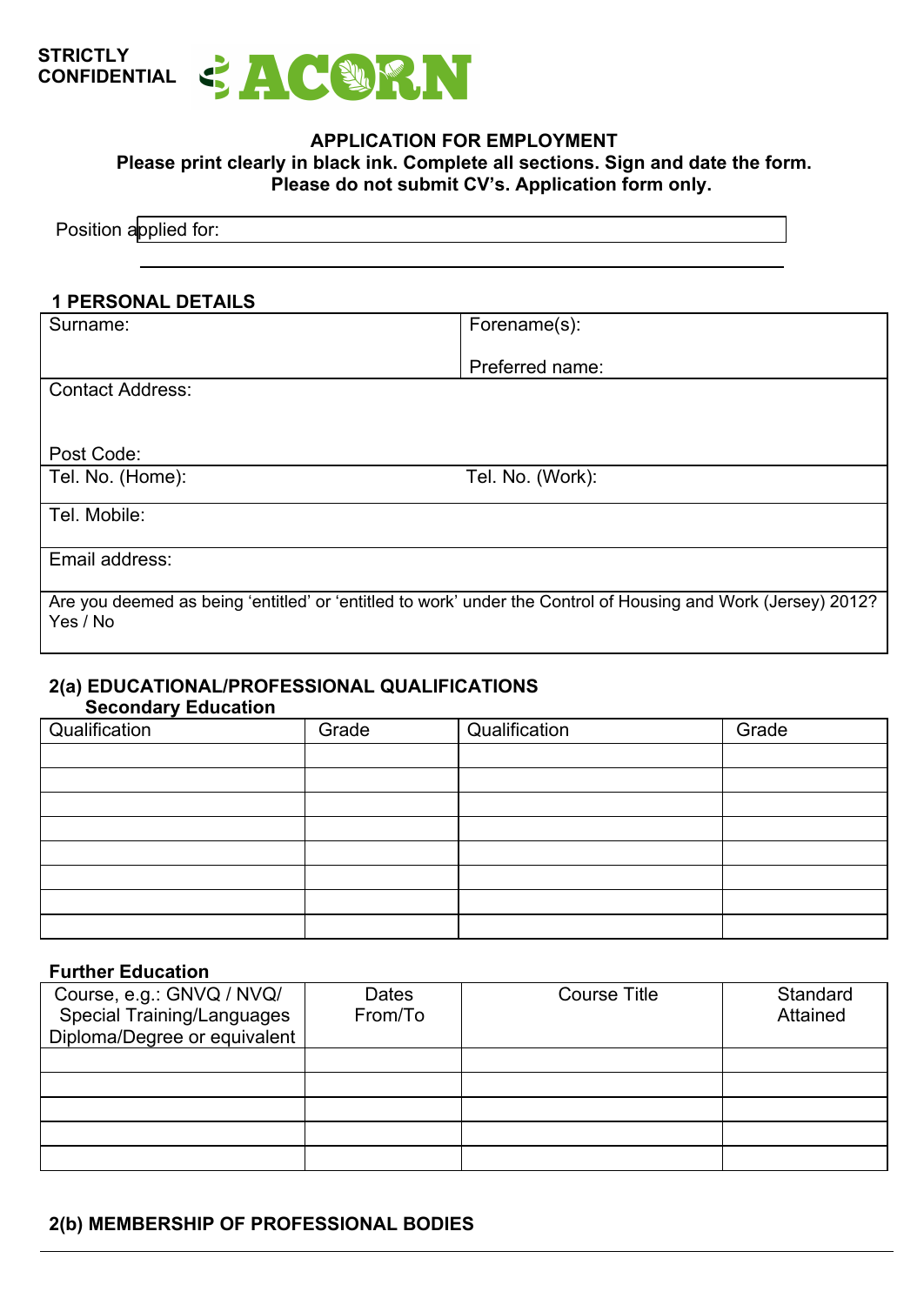STRICTLY CONFIDENTIAL

ACORN

## APPLICATION FOR EMPLOYMENT

**Please print clearly in black ink. Complete all sections. Sign and date the form.**
**Please do not submit CV's. Application form only.**

Position applied for:

### 1 PERSONAL DETAILS

| Surname: | Forename(s):<br><br>Preferred name: |
|---|---|
| Contact Address:<br><br>Post Code: | |
| Tel. No. (Home): | Tel. No. (Work): |
| Tel. Mobile: | |
| Email address: | |
| Are you deemed as being 'entitled' or 'entitled to work' under the Control of Housing and Work (Jersey) 2012? Yes / No | |

### 2(a) EDUCATIONAL/PROFESSIONAL QUALIFICATIONS

**Secondary Education**

| Qualification | Grade | Qualification | Grade |
|---|---|---|---|
| | | | |
| | | | |
| | | | |
| | | | |
| | | | |
| | | | |
| | | | |
| | | | |

**Further Education**

| Course, e.g.: GNVQ / NVQ/ Special Training/Languages Diploma/Degree or equivalent | Dates From/To | Course Title | Standard Attained |
|---|---|---|---|
| | | | |
| | | | |
| | | | |
| | | | |
| | | | |

### 2(b) MEMBERSHIP OF PROFESSIONAL BODIES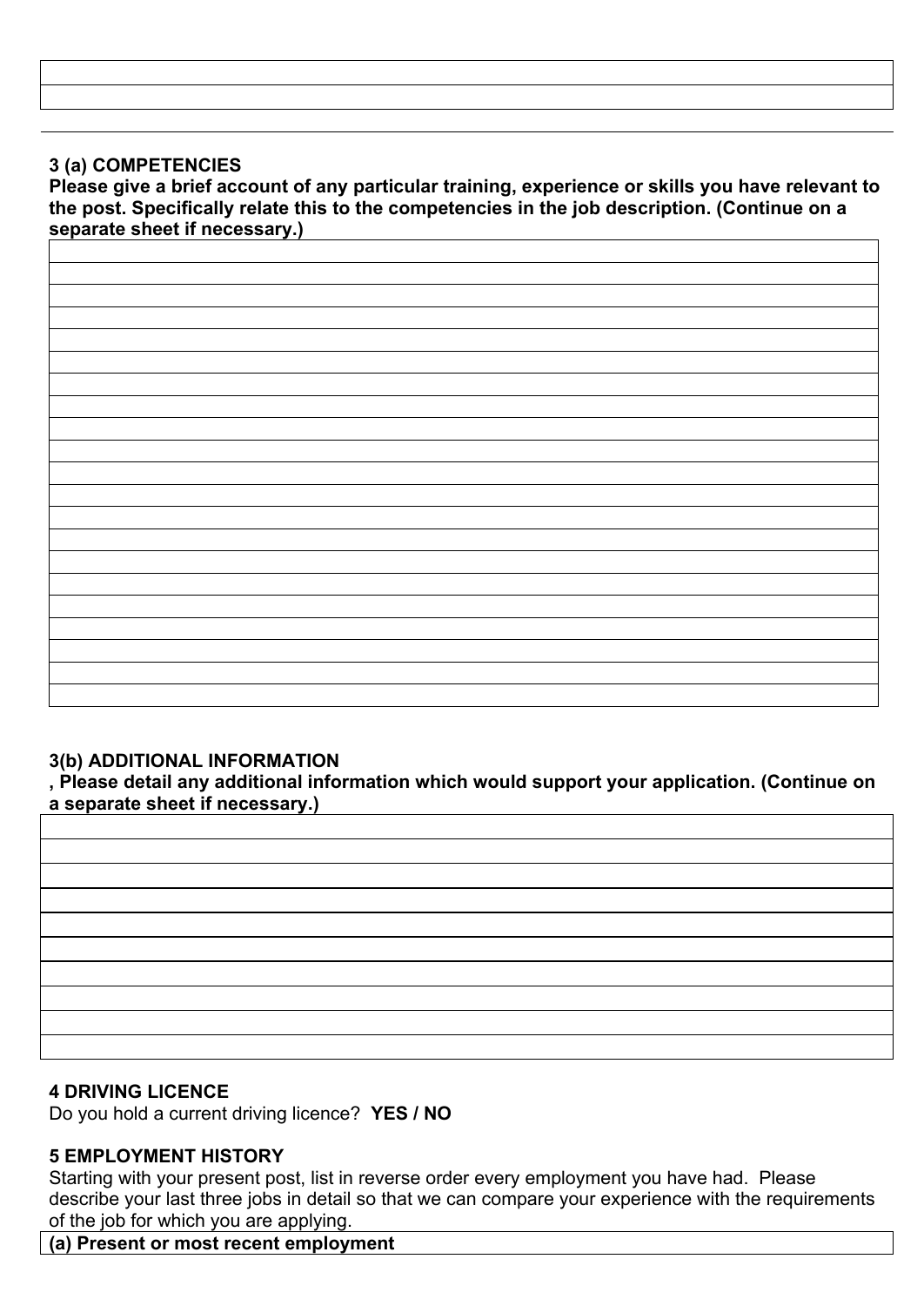### 3 (a) COMPETENCIES

**Please give a brief account of any particular training, experience or skills you have relevant to the post. Specifically relate this to the competencies in the job description. (Continue on a separate sheet if necessary.)**

### 3(b) ADDITIONAL INFORMATION

**, Please detail any additional information which would support your application. (Continue on a separate sheet if necessary.)**

### 4 DRIVING LICENCE

Do you hold a current driving licence? **YES / NO**

### 5 EMPLOYMENT HISTORY

Starting with your present post, list in reverse order every employment you have had. Please describe your last three jobs in detail so that we can compare your experience with the requirements of the job for which you are applying.

**(a) Present or most recent employment**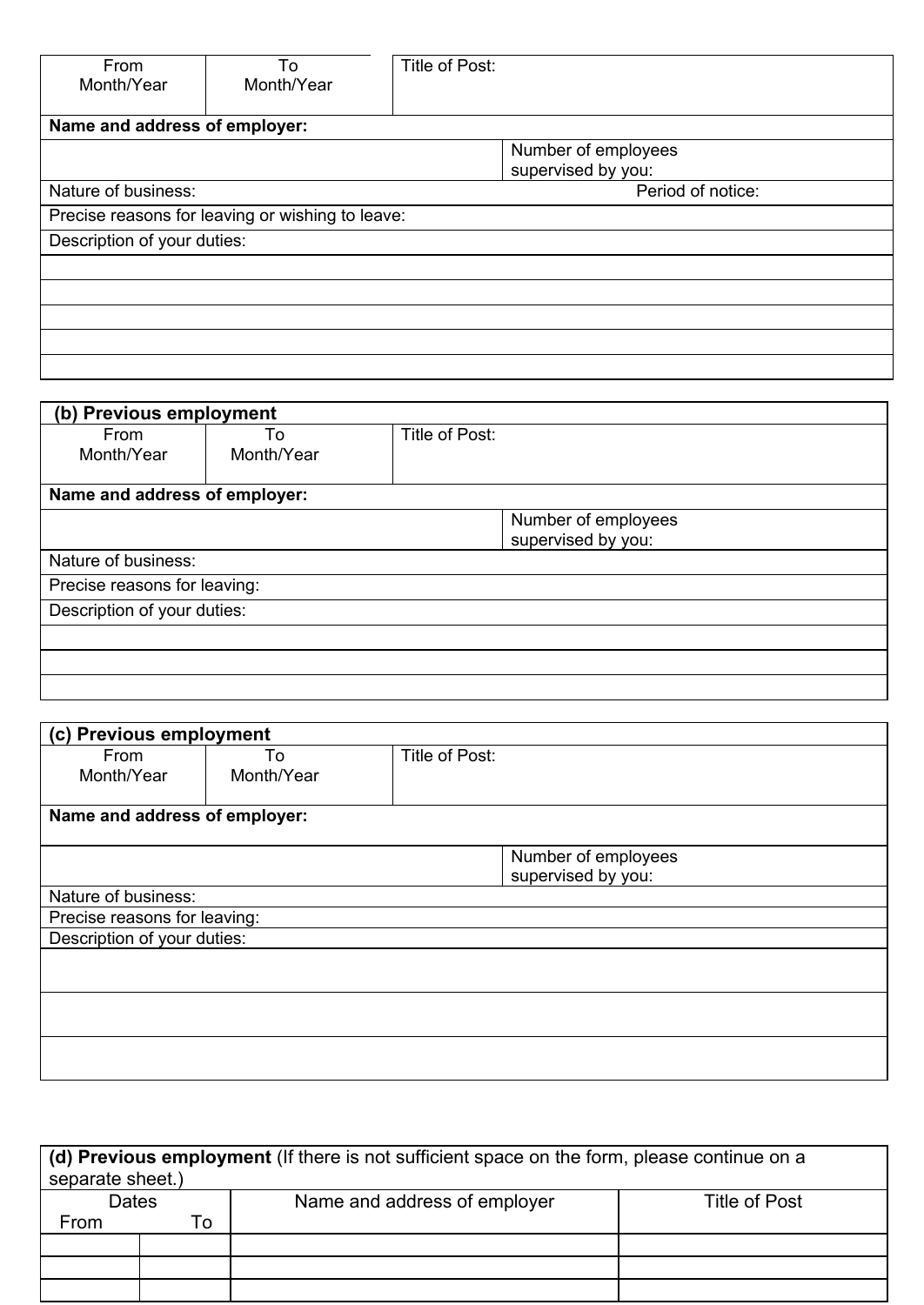| From Month/Year | To Month/Year | Title of Post: |
|---|---|---|
| **Name and address of employer:** | | |
| | | Number of employees supervised by you: |
| Nature of business: | | Period of notice: |
| Precise reasons for leaving or wishing to leave: | | |
| Description of your duties: | | |
| | | |
| | | |
| | | |
| | | |
| | | |

**(b) Previous employment**

| From Month/Year | To Month/Year | Title of Post: |
|---|---|---|
| **Name and address of employer:** | | |
| | | Number of employees supervised by you: |
| Nature of business: | | |
| Precise reasons for leaving: | | |
| Description of your duties: | | |
| | | |
| | | |
| | | |

**(c) Previous employment**

| From Month/Year | To Month/Year | Title of Post: |
|---|---|---|
| **Name and address of employer:** | | |
| | | Number of employees supervised by you: |
| Nature of business: | | |
| Precise reasons for leaving: | | |
| Description of your duties: | | |
| | | |
| | | |
| | | |

**(d) Previous employment** (If there is not sufficient space on the form, please continue on a separate sheet.)

| Dates From | To | Name and address of employer | Title of Post |
|---|---|---|---|
| | | | |
| | | | |
| | | | |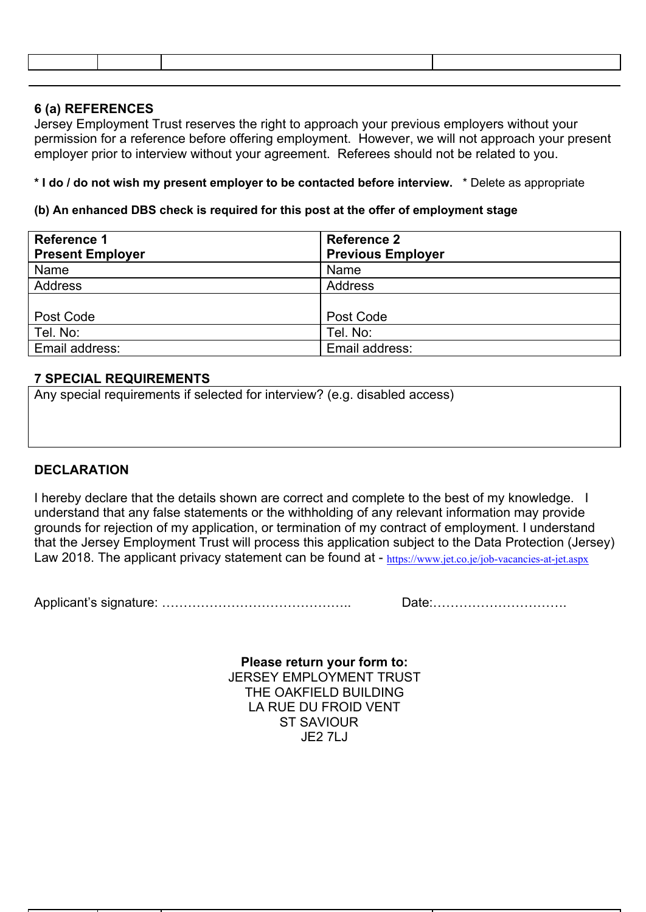## 6 (a) REFERENCES

Jersey Employment Trust reserves the right to approach your previous employers without your permission for a reference before offering employment. However, we will not approach your present employer prior to interview without your agreement. Referees should not be related to you.

**\* I do / do not wish my present employer to be contacted before interview.** \* Delete as appropriate

**(b) An enhanced DBS check is required for this post at the offer of employment stage**

| **Reference 1**<br>**Present Employer** | **Reference 2**<br>**Previous Employer** |
|---|---|
| Name | Name |
| Address<br><br>Post Code | Address<br><br>Post Code |
| Tel. No: | Tel. No: |
| Email address: | Email address: |

## 7 SPECIAL REQUIREMENTS

| |
|---|
| Any special requirements if selected for interview? (e.g. disabled access) |

## DECLARATION

I hereby declare that the details shown are correct and complete to the best of my knowledge. I understand that any false statements or the withholding of any relevant information may provide grounds for rejection of my application, or termination of my contract of employment. I understand that the Jersey Employment Trust will process this application subject to the Data Protection (Jersey) Law 2018. The applicant privacy statement can be found at - https://www.jet.co.je/job-vacancies-at-jet.aspx

Applicant's signature: …………………………………….. Date:………………………….

**Please return your form to:**
JERSEY EMPLOYMENT TRUST
THE OAKFIELD BUILDING
LA RUE DU FROID VENT
ST SAVIOUR
JE2 7LJ